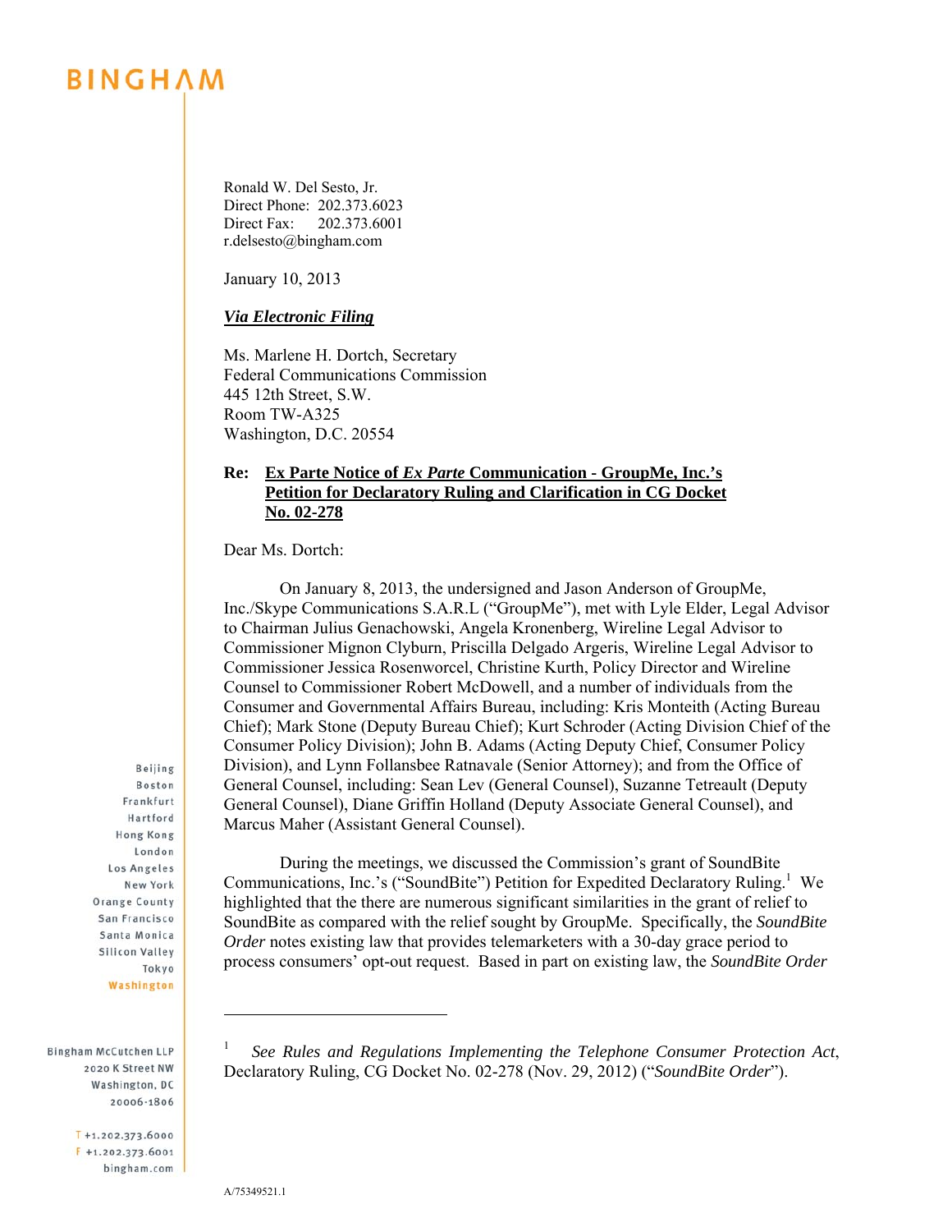# BINGHAM

Ronald W. Del Sesto, Jr.
Direct Phone: 202.373.6023
Direct Fax: 202.373.6001
r.delsesto@bingham.com

January 10, 2013

***Via Electronic Filing***

Ms. Marlene H. Dortch, Secretary
Federal Communications Commission
445 12th Street, S.W.
Room TW-A325
Washington, D.C. 20554

**Re: Ex Parte Notice of *Ex Parte* Communication - GroupMe, Inc.'s Petition for Declaratory Ruling and Clarification in CG Docket No. 02-278**

Dear Ms. Dortch:

On January 8, 2013, the undersigned and Jason Anderson of GroupMe, Inc./Skype Communications S.A.R.L ("GroupMe"), met with Lyle Elder, Legal Advisor to Chairman Julius Genachowski, Angela Kronenberg, Wireline Legal Advisor to Commissioner Mignon Clyburn, Priscilla Delgado Argeris, Wireline Legal Advisor to Commissioner Jessica Rosenworcel, Christine Kurth, Policy Director and Wireline Counsel to Commissioner Robert McDowell, and a number of individuals from the Consumer and Governmental Affairs Bureau, including: Kris Monteith (Acting Bureau Chief); Mark Stone (Deputy Bureau Chief); Kurt Schroder (Acting Division Chief of the Consumer Policy Division); John B. Adams (Acting Deputy Chief, Consumer Policy Division), and Lynn Follansbee Ratnavale (Senior Attorney); and from the Office of General Counsel, including: Sean Lev (General Counsel), Suzanne Tetreault (Deputy General Counsel), Diane Griffin Holland (Deputy Associate General Counsel), and Marcus Maher (Assistant General Counsel).

During the meetings, we discussed the Commission's grant of SoundBite Communications, Inc.'s ("SoundBite") Petition for Expedited Declaratory Ruling.[1] We highlighted that the there are numerous significant similarities in the grant of relief to SoundBite as compared with the relief sought by GroupMe. Specifically, the *SoundBite Order* notes existing law that provides telemarketers with a 30-day grace period to process consumers' opt-out request. Based in part on existing law, the *SoundBite Order*

---

[1] *See Rules and Regulations Implementing the Telephone Consumer Protection Act*, Declaratory Ruling, CG Docket No. 02-278 (Nov. 29, 2012) ("*SoundBite Order*").

Beijing
Boston
Frankfurt
Hartford
Hong Kong
London
Los Angeles
New York
Orange County
San Francisco
Santa Monica
Silicon Valley
Tokyo
Washington

Bingham McCutchen LLP
2020 K Street NW
Washington, DC
20006-1806

T +1.202.373.6000
F +1.202.373.6001
bingham.com

A/75349521.1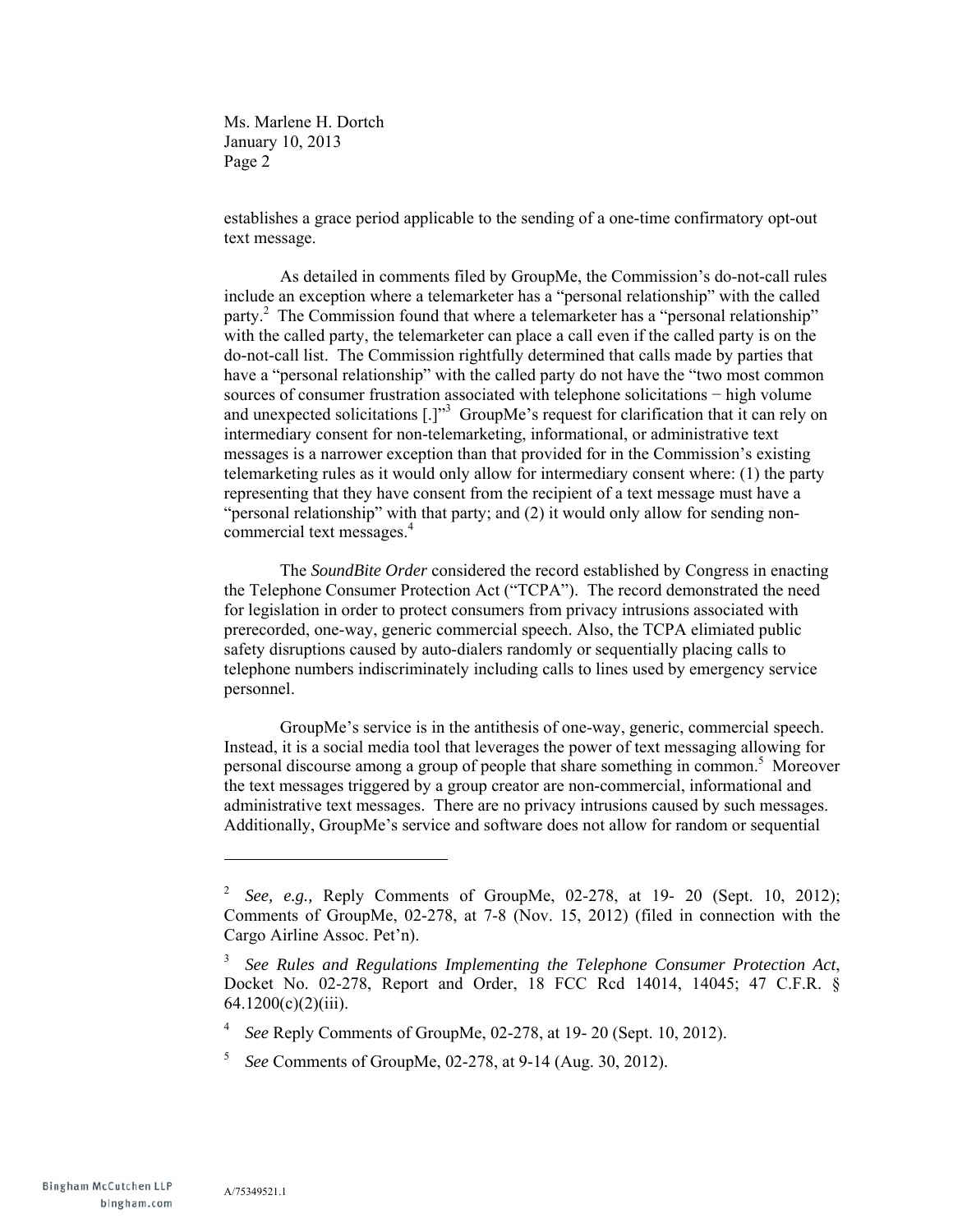establishes a grace period applicable to the sending of a one-time confirmatory opt-out text message.

As detailed in comments filed by GroupMe, the Commission's do-not-call rules include an exception where a telemarketer has a "personal relationship" with the called party.[2] The Commission found that where a telemarketer has a "personal relationship" with the called party, the telemarketer can place a call even if the called party is on the do-not-call list. The Commission rightfully determined that calls made by parties that have a "personal relationship" with the called party do not have the "two most common sources of consumer frustration associated with telephone solicitations − high volume and unexpected solicitations [.]"[3] GroupMe's request for clarification that it can rely on intermediary consent for non-telemarketing, informational, or administrative text messages is a narrower exception than that provided for in the Commission's existing telemarketing rules as it would only allow for intermediary consent where: (1) the party representing that they have consent from the recipient of a text message must have a "personal relationship" with that party; and (2) it would only allow for sending non-commercial text messages.[4]

The *SoundBite Order* considered the record established by Congress in enacting the Telephone Consumer Protection Act ("TCPA"). The record demonstrated the need for legislation in order to protect consumers from privacy intrusions associated with prerecorded, one-way, generic commercial speech. Also, the TCPA elimiated public safety disruptions caused by auto-dialers randomly or sequentially placing calls to telephone numbers indiscriminately including calls to lines used by emergency service personnel.

GroupMe's service is in the antithesis of one-way, generic, commercial speech. Instead, it is a social media tool that leverages the power of text messaging allowing for personal discourse among a group of people that share something in common.[5] Moreover the text messages triggered by a group creator are non-commercial, informational and administrative text messages. There are no privacy intrusions caused by such messages. Additionally, GroupMe's service and software does not allow for random or sequential

---

[2] *See, e.g.,* Reply Comments of GroupMe, 02-278, at 19- 20 (Sept. 10, 2012); Comments of GroupMe, 02-278, at 7-8 (Nov. 15, 2012) (filed in connection with the Cargo Airline Assoc. Pet'n).

[3] *See Rules and Regulations Implementing the Telephone Consumer Protection Act*, Docket No. 02-278, Report and Order, 18 FCC Rcd 14014, 14045; 47 C.F.R. § 64.1200(c)(2)(iii).

[4] *See* Reply Comments of GroupMe, 02-278, at 19- 20 (Sept. 10, 2012).

[5] *See* Comments of GroupMe, 02-278, at 9-14 (Aug. 30, 2012).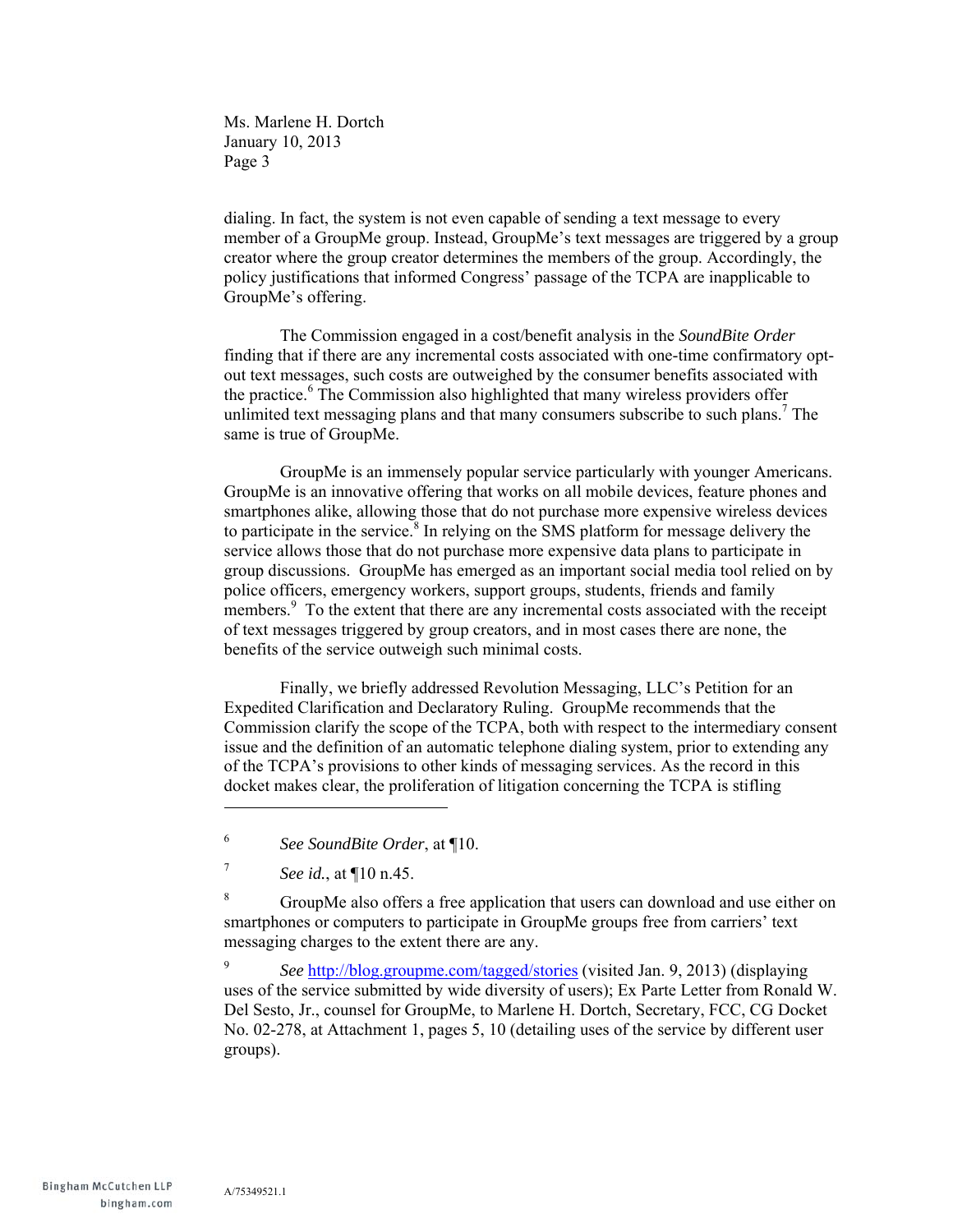dialing. In fact, the system is not even capable of sending a text message to every member of a GroupMe group. Instead, GroupMe's text messages are triggered by a group creator where the group creator determines the members of the group. Accordingly, the policy justifications that informed Congress' passage of the TCPA are inapplicable to GroupMe's offering.

The Commission engaged in a cost/benefit analysis in the *SoundBite Order* finding that if there are any incremental costs associated with one-time confirmatory opt-out text messages, such costs are outweighed by the consumer benefits associated with the practice.[6] The Commission also highlighted that many wireless providers offer unlimited text messaging plans and that many consumers subscribe to such plans.[7] The same is true of GroupMe.

GroupMe is an immensely popular service particularly with younger Americans. GroupMe is an innovative offering that works on all mobile devices, feature phones and smartphones alike, allowing those that do not purchase more expensive wireless devices to participate in the service.[8] In relying on the SMS platform for message delivery the service allows those that do not purchase more expensive data plans to participate in group discussions. GroupMe has emerged as an important social media tool relied on by police officers, emergency workers, support groups, students, friends and family members.[9] To the extent that there are any incremental costs associated with the receipt of text messages triggered by group creators, and in most cases there are none, the benefits of the service outweigh such minimal costs.

Finally, we briefly addressed Revolution Messaging, LLC's Petition for an Expedited Clarification and Declaratory Ruling. GroupMe recommends that the Commission clarify the scope of the TCPA, both with respect to the intermediary consent issue and the definition of an automatic telephone dialing system, prior to extending any of the TCPA's provisions to other kinds of messaging services. As the record in this docket makes clear, the proliferation of litigation concerning the TCPA is stifling

---

[6] *See SoundBite Order*, at ¶10.

[7] *See id.*, at ¶10 n.45.

[8] GroupMe also offers a free application that users can download and use either on smartphones or computers to participate in GroupMe groups free from carriers' text messaging charges to the extent there are any.

[9] *See* http://blog.groupme.com/tagged/stories (visited Jan. 9, 2013) (displaying uses of the service submitted by wide diversity of users); Ex Parte Letter from Ronald W. Del Sesto, Jr., counsel for GroupMe, to Marlene H. Dortch, Secretary, FCC, CG Docket No. 02-278, at Attachment 1, pages 5, 10 (detailing uses of the service by different user groups).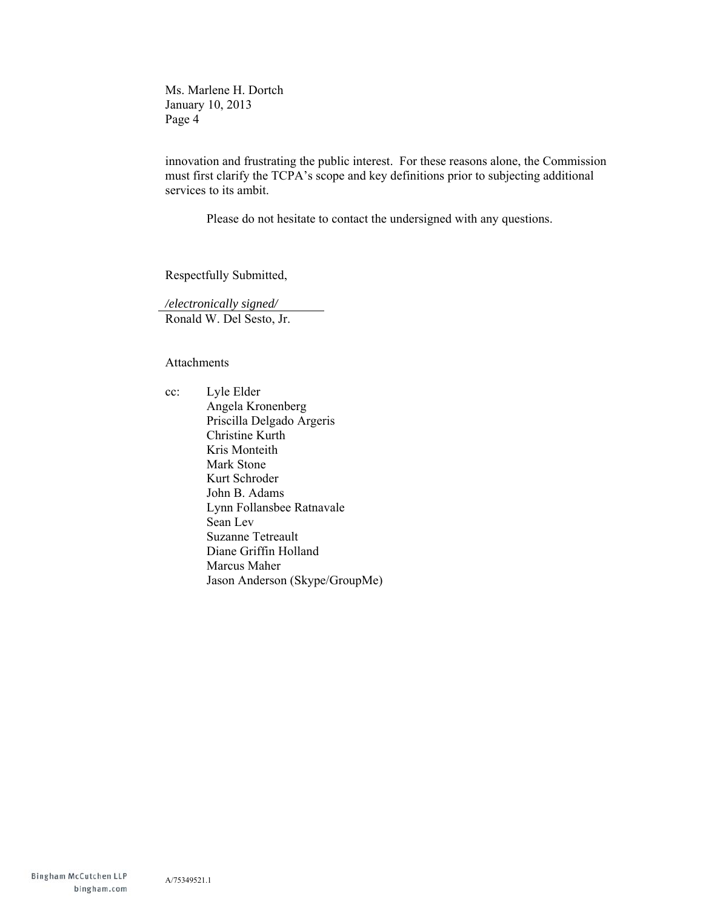innovation and frustrating the public interest. For these reasons alone, the Commission must first clarify the TCPA's scope and key definitions prior to subjecting additional services to its ambit.

Please do not hesitate to contact the undersigned with any questions.

Respectfully Submitted,

*/electronically signed/*
Ronald W. Del Sesto, Jr.

Attachments

cc: Lyle Elder
Angela Kronenberg
Priscilla Delgado Argeris
Christine Kurth
Kris Monteith
Mark Stone
Kurt Schroder
John B. Adams
Lynn Follansbee Ratnavale
Sean Lev
Suzanne Tetreault
Diane Griffin Holland
Marcus Maher
Jason Anderson (Skype/GroupMe)

Bingham McCutchen LLP
bingham.com

A/75349521.1